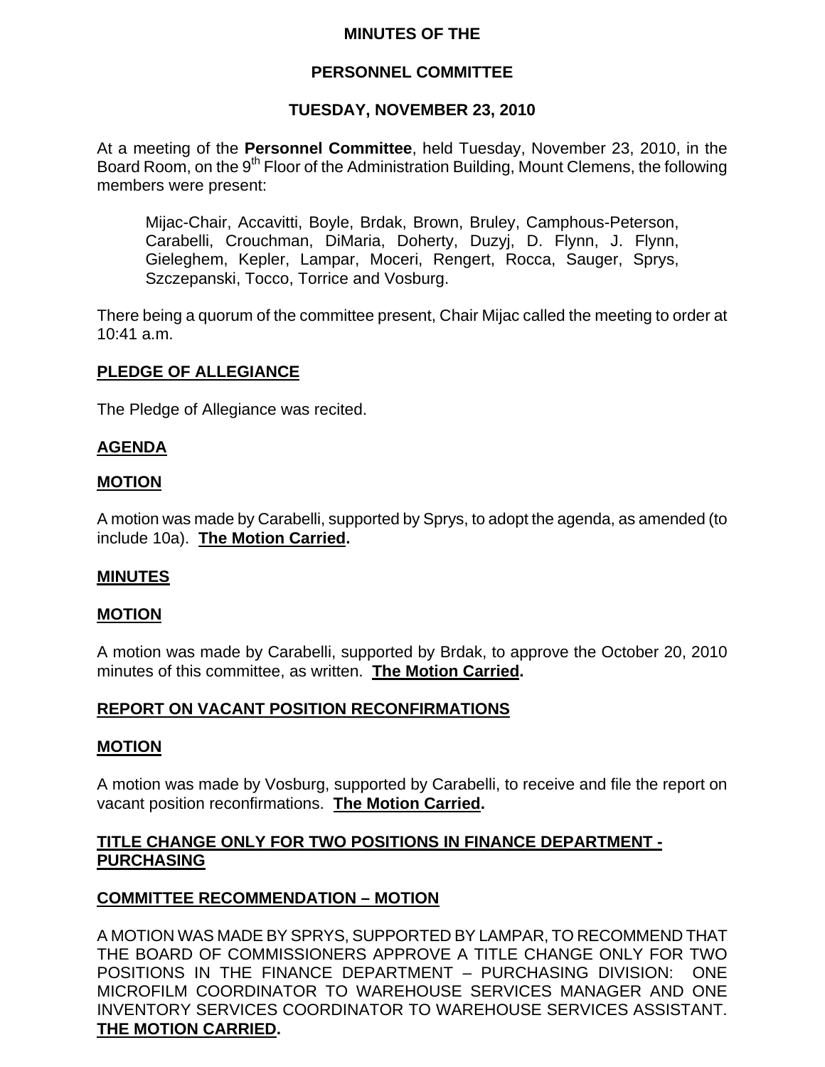# MINUTES OF THE

# PERSONNEL COMMITTEE

# TUESDAY, NOVEMBER 23, 2010

At a meeting of the **Personnel Committee**, held Tuesday, November 23, 2010, in the Board Room, on the 9th Floor of the Administration Building, Mount Clemens, the following members were present:

> Mijac-Chair, Accavitti, Boyle, Brdak, Brown, Bruley, Camphous-Peterson, Carabelli, Crouchman, DiMaria, Doherty, Duzyj, D. Flynn, J. Flynn, Gieleghem, Kepler, Lampar, Moceri, Rengert, Rocca, Sauger, Sprys, Szczepanski, Tocco, Torrice and Vosburg.

There being a quorum of the committee present, Chair Mijac called the meeting to order at 10:41 a.m.

## PLEDGE OF ALLEGIANCE

The Pledge of Allegiance was recited.

## AGENDA

## MOTION

A motion was made by Carabelli, supported by Sprys, to adopt the agenda, as amended (to include 10a). **The Motion Carried.**

## MINUTES

## MOTION

A motion was made by Carabelli, supported by Brdak, to approve the October 20, 2010 minutes of this committee, as written. **The Motion Carried.**

## REPORT ON VACANT POSITION RECONFIRMATIONS

## MOTION

A motion was made by Vosburg, supported by Carabelli, to receive and file the report on vacant position reconfirmations. **The Motion Carried.**

## TITLE CHANGE ONLY FOR TWO POSITIONS IN FINANCE DEPARTMENT - PURCHASING

## COMMITTEE RECOMMENDATION – MOTION

A MOTION WAS MADE BY SPRYS, SUPPORTED BY LAMPAR, TO RECOMMEND THAT THE BOARD OF COMMISSIONERS APPROVE A TITLE CHANGE ONLY FOR TWO POSITIONS IN THE FINANCE DEPARTMENT – PURCHASING DIVISION: ONE MICROFILM COORDINATOR TO WAREHOUSE SERVICES MANAGER AND ONE INVENTORY SERVICES COORDINATOR TO WAREHOUSE SERVICES ASSISTANT. **THE MOTION CARRIED.**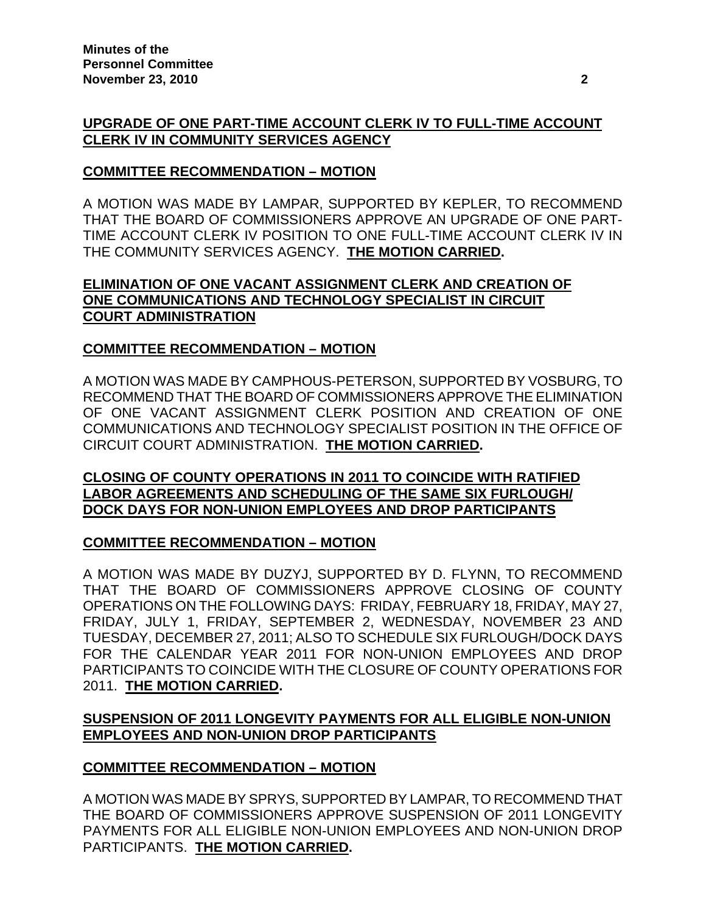**UPGRADE OF ONE PART-TIME ACCOUNT CLERK IV TO FULL-TIME ACCOUNT CLERK IV IN COMMUNITY SERVICES AGENCY**

**COMMITTEE RECOMMENDATION – MOTION**

A MOTION WAS MADE BY LAMPAR, SUPPORTED BY KEPLER, TO RECOMMEND THAT THE BOARD OF COMMISSIONERS APPROVE AN UPGRADE OF ONE PART-TIME ACCOUNT CLERK IV POSITION TO ONE FULL-TIME ACCOUNT CLERK IV IN THE COMMUNITY SERVICES AGENCY. **THE MOTION CARRIED.**

**ELIMINATION OF ONE VACANT ASSIGNMENT CLERK AND CREATION OF ONE COMMUNICATIONS AND TECHNOLOGY SPECIALIST IN CIRCUIT COURT ADMINISTRATION**

**COMMITTEE RECOMMENDATION – MOTION**

A MOTION WAS MADE BY CAMPHOUS-PETERSON, SUPPORTED BY VOSBURG, TO RECOMMEND THAT THE BOARD OF COMMISSIONERS APPROVE THE ELIMINATION OF ONE VACANT ASSIGNMENT CLERK POSITION AND CREATION OF ONE COMMUNICATIONS AND TECHNOLOGY SPECIALIST POSITION IN THE OFFICE OF CIRCUIT COURT ADMINISTRATION. **THE MOTION CARRIED.**

**CLOSING OF COUNTY OPERATIONS IN 2011 TO COINCIDE WITH RATIFIED LABOR AGREEMENTS AND SCHEDULING OF THE SAME SIX FURLOUGH/ DOCK DAYS FOR NON-UNION EMPLOYEES AND DROP PARTICIPANTS**

**COMMITTEE RECOMMENDATION – MOTION**

A MOTION WAS MADE BY DUZYJ, SUPPORTED BY D. FLYNN, TO RECOMMEND THAT THE BOARD OF COMMISSIONERS APPROVE CLOSING OF COUNTY OPERATIONS ON THE FOLLOWING DAYS: FRIDAY, FEBRUARY 18, FRIDAY, MAY 27, FRIDAY, JULY 1, FRIDAY, SEPTEMBER 2, WEDNESDAY, NOVEMBER 23 AND TUESDAY, DECEMBER 27, 2011; ALSO TO SCHEDULE SIX FURLOUGH/DOCK DAYS FOR THE CALENDAR YEAR 2011 FOR NON-UNION EMPLOYEES AND DROP PARTICIPANTS TO COINCIDE WITH THE CLOSURE OF COUNTY OPERATIONS FOR 2011. **THE MOTION CARRIED.**

**SUSPENSION OF 2011 LONGEVITY PAYMENTS FOR ALL ELIGIBLE NON-UNION EMPLOYEES AND NON-UNION DROP PARTICIPANTS**

**COMMITTEE RECOMMENDATION – MOTION**

A MOTION WAS MADE BY SPRYS, SUPPORTED BY LAMPAR, TO RECOMMEND THAT THE BOARD OF COMMISSIONERS APPROVE SUSPENSION OF 2011 LONGEVITY PAYMENTS FOR ALL ELIGIBLE NON-UNION EMPLOYEES AND NON-UNION DROP PARTICIPANTS. **THE MOTION CARRIED.**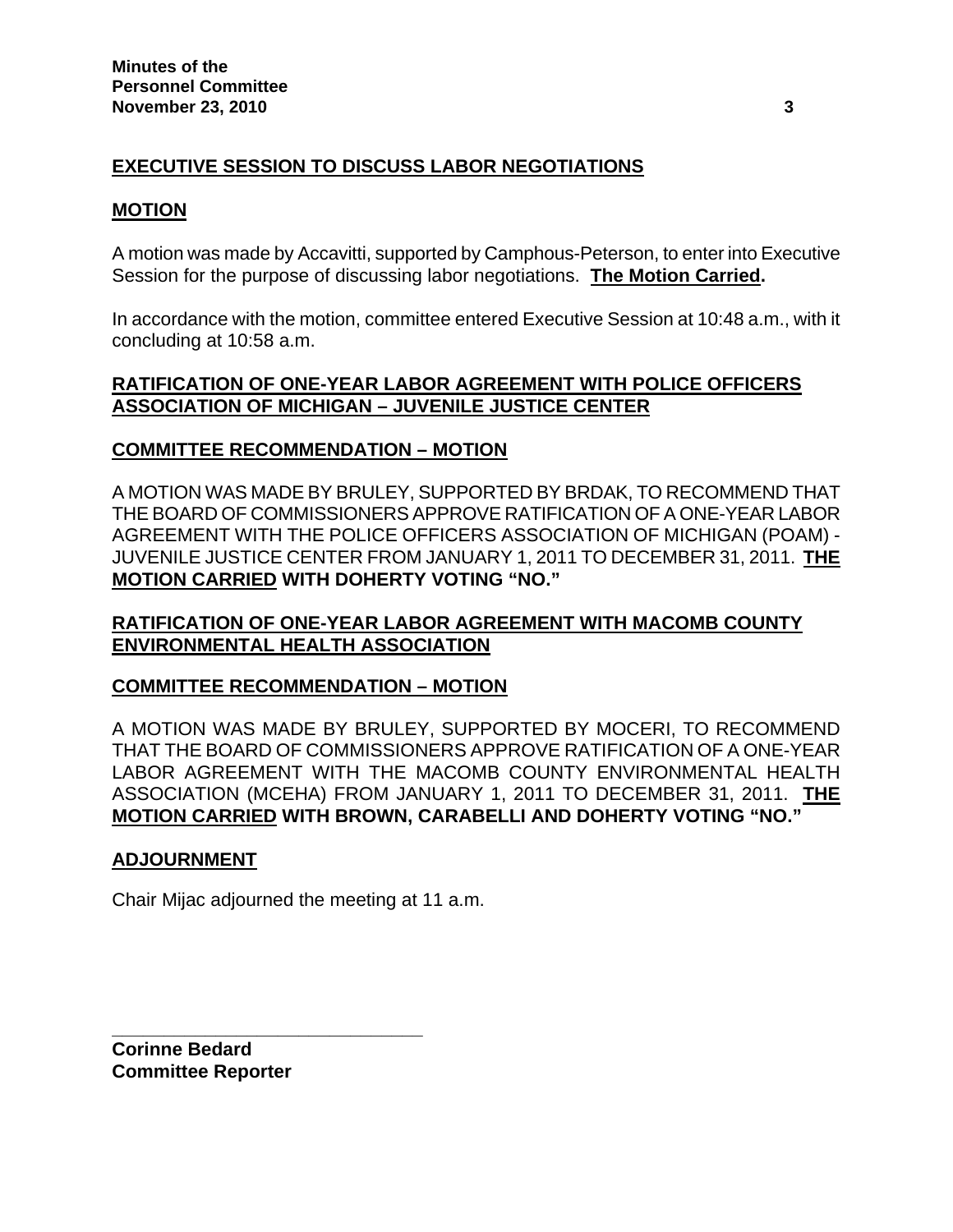**EXECUTIVE SESSION TO DISCUSS LABOR NEGOTIATIONS**

**MOTION**

A motion was made by Accavitti, supported by Camphous-Peterson, to enter into Executive Session for the purpose of discussing labor negotiations. **The Motion Carried.**

In accordance with the motion, committee entered Executive Session at 10:48 a.m., with it concluding at 10:58 a.m.

**RATIFICATION OF ONE-YEAR LABOR AGREEMENT WITH POLICE OFFICERS ASSOCIATION OF MICHIGAN – JUVENILE JUSTICE CENTER**

**COMMITTEE RECOMMENDATION – MOTION**

A MOTION WAS MADE BY BRULEY, SUPPORTED BY BRDAK, TO RECOMMEND THAT THE BOARD OF COMMISSIONERS APPROVE RATIFICATION OF A ONE-YEAR LABOR AGREEMENT WITH THE POLICE OFFICERS ASSOCIATION OF MICHIGAN (POAM) - JUVENILE JUSTICE CENTER FROM JANUARY 1, 2011 TO DECEMBER 31, 2011. **THE MOTION CARRIED WITH DOHERTY VOTING "NO."**

**RATIFICATION OF ONE-YEAR LABOR AGREEMENT WITH MACOMB COUNTY ENVIRONMENTAL HEALTH ASSOCIATION**

**COMMITTEE RECOMMENDATION – MOTION**

A MOTION WAS MADE BY BRULEY, SUPPORTED BY MOCERI, TO RECOMMEND THAT THE BOARD OF COMMISSIONERS APPROVE RATIFICATION OF A ONE-YEAR LABOR AGREEMENT WITH THE MACOMB COUNTY ENVIRONMENTAL HEALTH ASSOCIATION (MCEHA) FROM JANUARY 1, 2011 TO DECEMBER 31, 2011. **THE MOTION CARRIED WITH BROWN, CARABELLI AND DOHERTY VOTING "NO."**

**ADJOURNMENT**

Chair Mijac adjourned the meeting at 11 a.m.

______________________________

**Corinne Bedard**
**Committee Reporter**